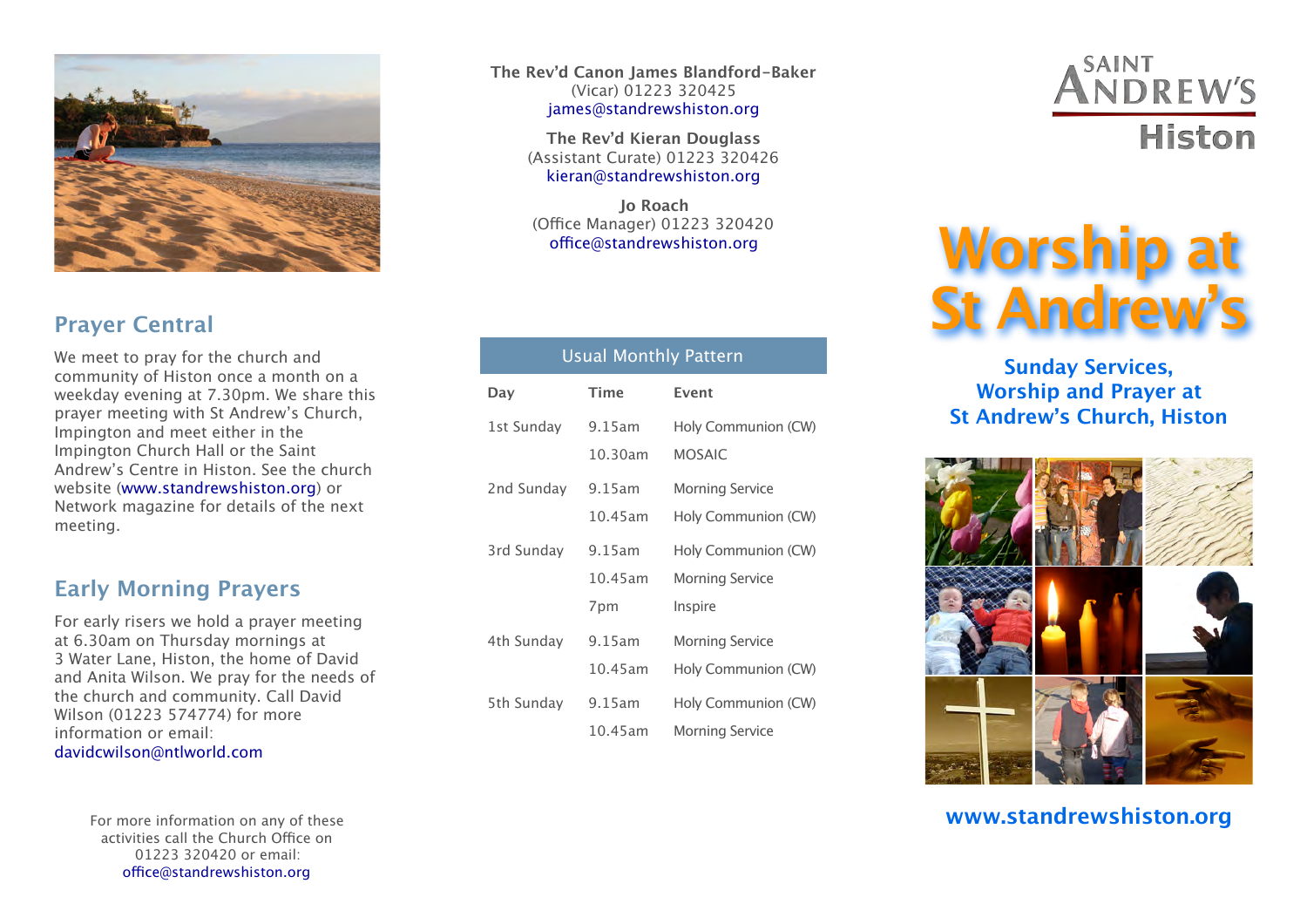## Prayer Central

We meet to pray for the church and community of Histon once a month on a weekday evening at 7.30pm. We share this prayer meeting with St Andrew's Church, Impington and meet either in the Impington Church Hall or the Saint Andrew's Centre in Histon. See the church website (www.standrewshiston.org) or Network magazine for details of the next meeting.

## Early Morning Prayers

For early risers we hold a prayer meeting at 6.30am on Thursday mornings at 3 Water Lane, Histon, the home of David and Anita Wilson. We pray for the needs of the church and community. Call David Wilson (01223 574774) for more information or email: davidcwilson@ntlworld.com

For more information on any of these activities call the Church Office on 01223 320420 or email: office@standrewshiston.org

**The Rev'd Canon James Blandford-Baker**
(Vicar) 01223 320425
james@standrewshiston.org

**The Rev'd Kieran Douglass**
(Assistant Curate) 01223 320426
kieran@standrewshiston.org

**Jo Roach**
(Office Manager) 01223 320420
office@standrewshiston.org

**Usual Monthly Pattern**

| Day | Time | Event |
|---|---|---|
| 1st Sunday | 9.15am | Holy Communion (CW) |
| | 10.30am | MOSAIC |
| 2nd Sunday | 9.15am | Morning Service |
| | 10.45am | Holy Communion (CW) |
| 3rd Sunday | 9.15am | Holy Communion (CW) |
| | 10.45am | Morning Service |
| | 7pm | Inspire |
| 4th Sunday | 9.15am | Morning Service |
| | 10.45am | Holy Communion (CW) |
| 5th Sunday | 9.15am | Holy Communion (CW) |
| | 10.45am | Morning Service |

SAINT ANDREW'S Histon

# Worship at St Andrew's

### Sunday Services, Worship and Prayer at St Andrew's Church, Histon

www.standrewshiston.org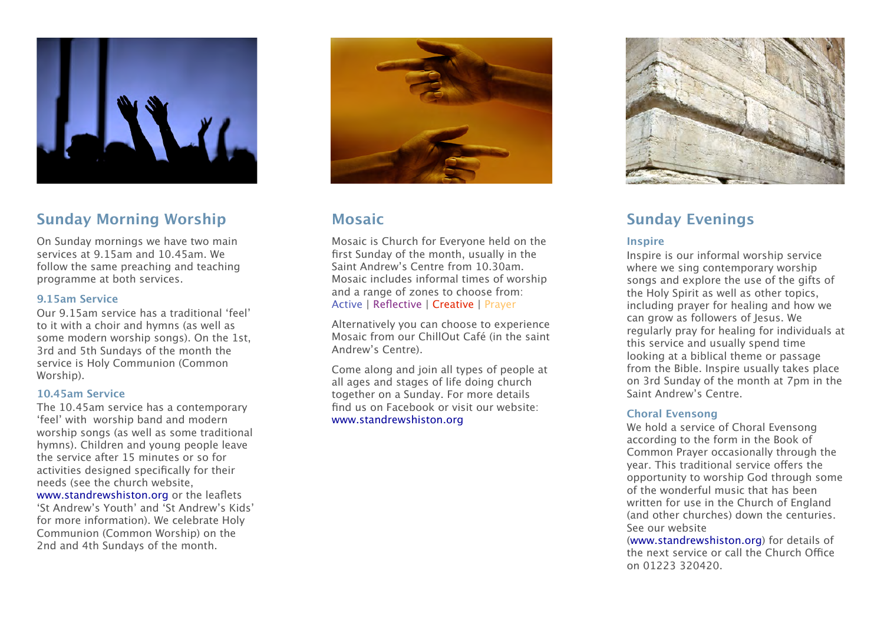## Sunday Morning Worship

On Sunday mornings we have two main services at 9.15am and 10.45am. We follow the same preaching and teaching programme at both services.

### 9.15am Service

Our 9.15am service has a traditional 'feel' to it with a choir and hymns (as well as some modern worship songs). On the 1st, 3rd and 5th Sundays of the month the service is Holy Communion (Common Worship).

### 10.45am Service

The 10.45am service has a contemporary 'feel' with worship band and modern worship songs (as well as some traditional hymns). Children and young people leave the service after 15 minutes or so for activities designed specifically for their needs (see the church website, www.standrewshiston.org or the leaflets 'St Andrew's Youth' and 'St Andrew's Kids' for more information). We celebrate Holy Communion (Common Worship) on the 2nd and 4th Sundays of the month.

## Mosaic

Mosaic is Church for Everyone held on the first Sunday of the month, usually in the Saint Andrew's Centre from 10.30am. Mosaic includes informal times of worship and a range of zones to choose from: Active | Reflective | Creative | Prayer

Alternatively you can choose to experience Mosaic from our ChillOut Café (in the saint Andrew's Centre).

Come along and join all types of people at all ages and stages of life doing church together on a Sunday. For more details find us on Facebook or visit our website: www.standrewshiston.org

## Sunday Evenings

### Inspire

Inspire is our informal worship service where we sing contemporary worship songs and explore the use of the gifts of the Holy Spirit as well as other topics, including prayer for healing and how we can grow as followers of Jesus. We regularly pray for healing for individuals at this service and usually spend time looking at a biblical theme or passage from the Bible. Inspire usually takes place on 3rd Sunday of the month at 7pm in the Saint Andrew's Centre.

### Choral Evensong

We hold a service of Choral Evensong according to the form in the Book of Common Prayer occasionally through the year. This traditional service offers the opportunity to worship God through some of the wonderful music that has been written for use in the Church of England (and other churches) down the centuries. See our website (www.standrewshiston.org) for details of the next service or call the Church Office on 01223 320420.